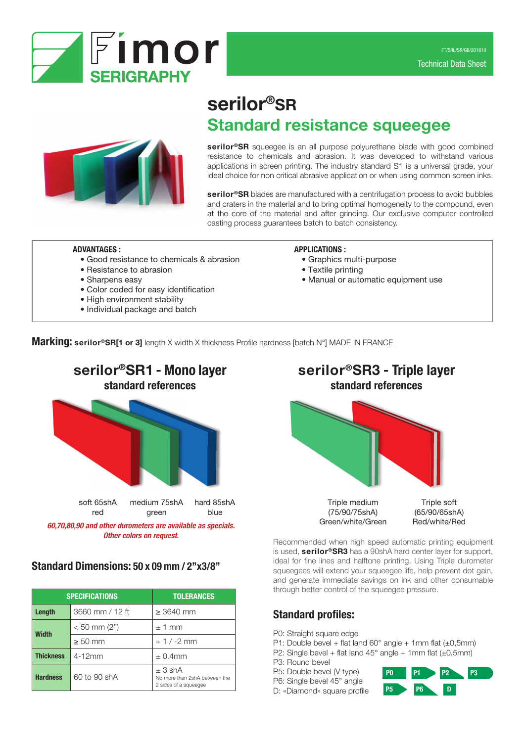Fimor SERIGRAPHY

FT/SRL/SR/GB/201810

Technical Data Sheet

# serilor®SR

## Standard resistance squeegee

**serilor®SR** squeegee is an all purpose polyurethane blade with good combined resistance to chemicals and abrasion. It was developed to withstand various applications in screen printing. The industry standard S1 is a universal grade, your ideal choice for non critical abrasive application or when using common screen inks.

**serilor®SR** blades are manufactured with a centrifugation process to avoid bubbles and craters in the material and to bring optimal homogeneity to the compound, even at the core of the material and after grinding. Our exclusive computer controlled casting process guarantees batch to batch consistency.

**ADVANTAGES :**

- Good resistance to chemicals & abrasion
- Resistance to abrasion
- Sharpens easy
- Color coded for easy identification
- High environment stability
- Individual package and batch

**APPLICATIONS :**

- Graphics multi-purpose
- Textile printing
- Manual or automatic equipment use

**Marking:** **serilor®SR[1 or 3]** length X width X thickness Profile hardness [batch N°] MADE IN FRANCE

## serilor®SR1 - Mono layer

### standard references

| soft 65shA | medium 75shA | hard 85shA |
|---|---|---|
| red | green | blue |

***60,70,80,90 and other durometers are available as specials. Other colors on request.***

### Standard Dimensions: 50 x 09 mm / 2”x3/8”

| SPECIFICATIONS | | TOLERANCES |
|---|---|---|
| **Length** | 3660 mm / 12 ft | ≥ 3640 mm |
| **Width** | < 50 mm (2") | ± 1 mm |
| | ≥ 50 mm | + 1 / -2 mm |
| **Thickness** | 4-12mm | ± 0.4mm |
| **Hardness** | 60 to 90 shA | ± 3 shA<br>No more than 2shA between the 2 sides of a squeegee |

## serilor®SR3 - Triple layer

### standard references

| Triple medium | Triple soft |
|---|---|
| (75/90/75shA) | (65/90/65shA) |
| Green/white/Green | Red/white/Red |

Recommended when high speed automatic printing equipment is used, **serilor®SR3** has a 90shA hard center layer for support, ideal for fine lines and halftone printing. Using Triple durometer squeegees will extend your squeegee life, help prevent dot gain, and generate immediate savings on ink and other consumable through better control of the squeegee pressure.

### Standard profiles:

P0: Straight square edge
P1: Double bevel + flat land 60° angle + 1mm flat (±0,5mm)
P2: Single bevel + flat land 45° angle + 1mm flat (±0,5mm)
P3: Round bevel
P5: Double bevel (V type)
P6: Single bevel 45° angle
D: «Diamond» square profile

P0 P1 P2 P3 P5 P6 D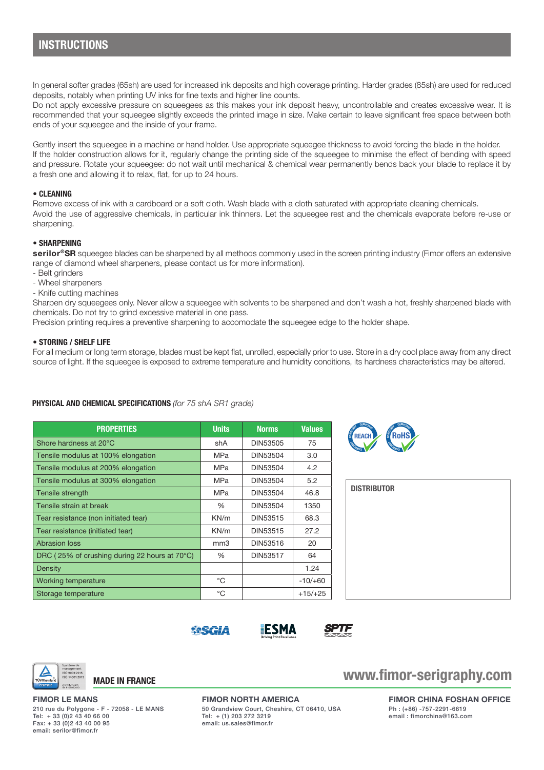## INSTRUCTIONS

In general softer grades (65sh) are used for increased ink deposits and high coverage printing. Harder grades (85sh) are used for reduced deposits, notably when printing UV inks for fine texts and higher line counts.
Do not apply excessive pressure on squeegees as this makes your ink deposit heavy, uncontrollable and creates excessive wear. It is recommended that your squeegee slightly exceeds the printed image in size. Make certain to leave significant free space between both ends of your squeegee and the inside of your frame.

Gently insert the squeegee in a machine or hand holder. Use appropriate squeegee thickness to avoid forcing the blade in the holder.
If the holder construction allows for it, regularly change the printing side of the squeegee to minimise the effect of bending with speed and pressure. Rotate your squeegee: do not wait until mechanical & chemical wear permanently bends back your blade to replace it by a fresh one and allowing it to relax, flat, for up to 24 hours.

**• CLEANING**
Remove excess of ink with a cardboard or a soft cloth. Wash blade with a cloth saturated with appropriate cleaning chemicals.
Avoid the use of aggressive chemicals, in particular ink thinners. Let the squeegee rest and the chemicals evaporate before re-use or sharpening.

**• SHARPENING**
**serilor®SR** squeegee blades can be sharpened by all methods commonly used in the screen printing industry (Fimor offers an extensive range of diamond wheel sharpeners, please contact us for more information).
- Belt grinders
- Wheel sharpeners
- Knife cutting machines

Sharpen dry squeegees only. Never allow a squeegee with solvents to be sharpened and don't wash a hot, freshly sharpened blade with chemicals. Do not try to grind excessive material in one pass.
Precision printing requires a preventive sharpening to accomodate the squeegee edge to the holder shape.

**• STORING / SHELF LIFE**
For all medium or long term storage, blades must be kept flat, unrolled, especially prior to use. Store in a dry cool place away from any direct source of light. If the squeegee is exposed to extreme temperature and humidity conditions, its hardness characteristics may be altered.

**PHYSICAL AND CHEMICAL SPECIFICATIONS** *(for 75 shA SR1 grade)*

| PROPERTIES | Units | Norms | Values |
|---|---|---|---|
| Shore hardness at 20°C | shA | DIN53505 | 75 |
| Tensile modulus at 100% elongation | MPa | DIN53504 | 3.0 |
| Tensile modulus at 200% elongation | MPa | DIN53504 | 4.2 |
| Tensile modulus at 300% elongation | MPa | DIN53504 | 5.2 |
| Tensile strength | MPa | DIN53504 | 46.8 |
| Tensile strain at break | % | DIN53504 | 1350 |
| Tear resistance (non initiated tear) | KN/m | DIN53515 | 68.3 |
| Tear resistance (initiated tear) | KN/m | DIN53515 | 27.2 |
| Abrasion loss | mm3 | DIN53516 | 20 |
| DRC ( 25% of crushing during 22 hours at 70°C) | % | DIN53517 | 64 |
| Density | | | 1.24 |
| Working temperature | °C | | -10/+60 |
| Storage temperature | °C | | +15/+25 |

REACH COMPLIANT  RoHS COMPLIANT

**DISTRIBUTOR**

SGIA  ESMA  SPTF

**MADE IN FRANCE**

www.fimor-serigraphy.com

**FIMOR LE MANS**
210 rue du Polygone - F - 72058 - LE MANS
Tel: + 33 (0)2 43 40 66 00
Fax: + 33 (0)2 43 40 00 95
email: serilor@fimor.fr

**FIMOR NORTH AMERICA**
50 Grandview Court, Cheshire, CT 06410, USA
Tel: + (1) 203 272 3219
email: us.sales@fimor.fr

**FIMOR CHINA FOSHAN OFFICE**
Ph : (+86) -757-2291-6619
email : fimorchina@163.com